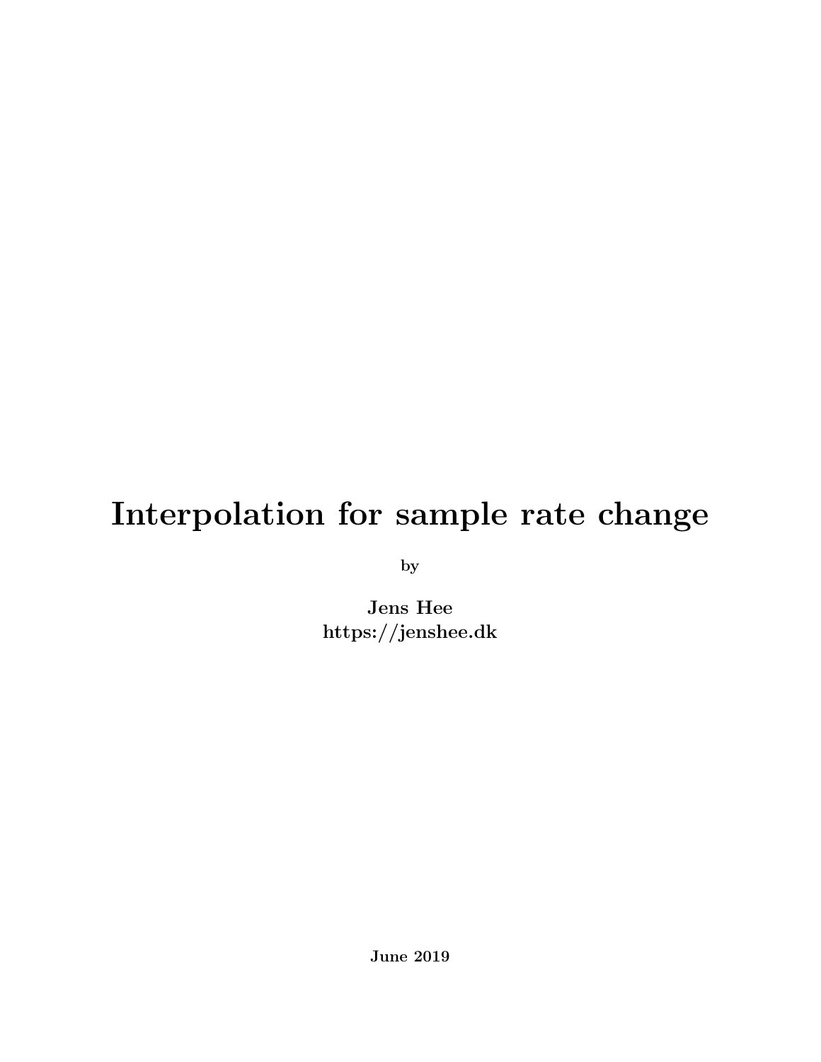# Interpolation for sample rate change

**by**

**Jens Hee**
**https://jenshee.dk**

**June 2019**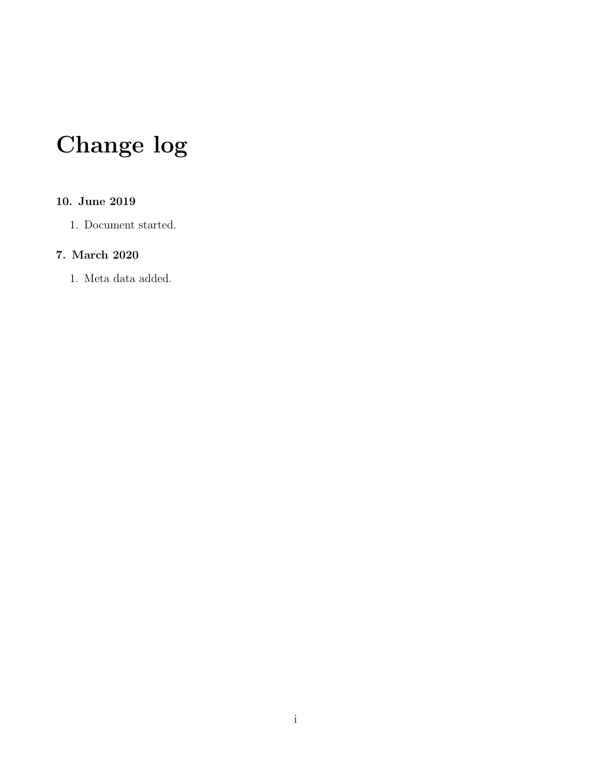# Change log

### 10. June 2019

1. Document started.

### 7. March 2020

1. Meta data added.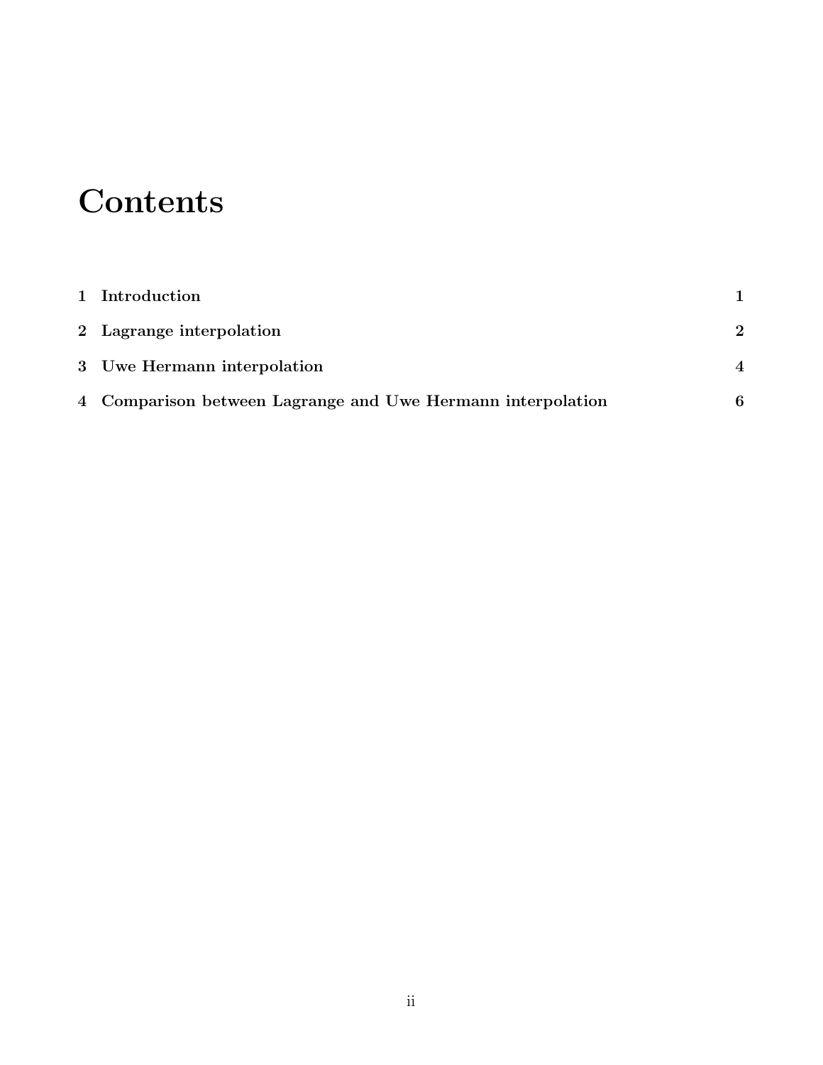# Contents

| | | |
|---|---|---|
| **1** | **Introduction** | **1** |
| **2** | **Lagrange interpolation** | **2** |
| **3** | **Uwe Hermann interpolation** | **4** |
| **4** | **Comparison between Lagrange and Uwe Hermann interpolation** | **6** |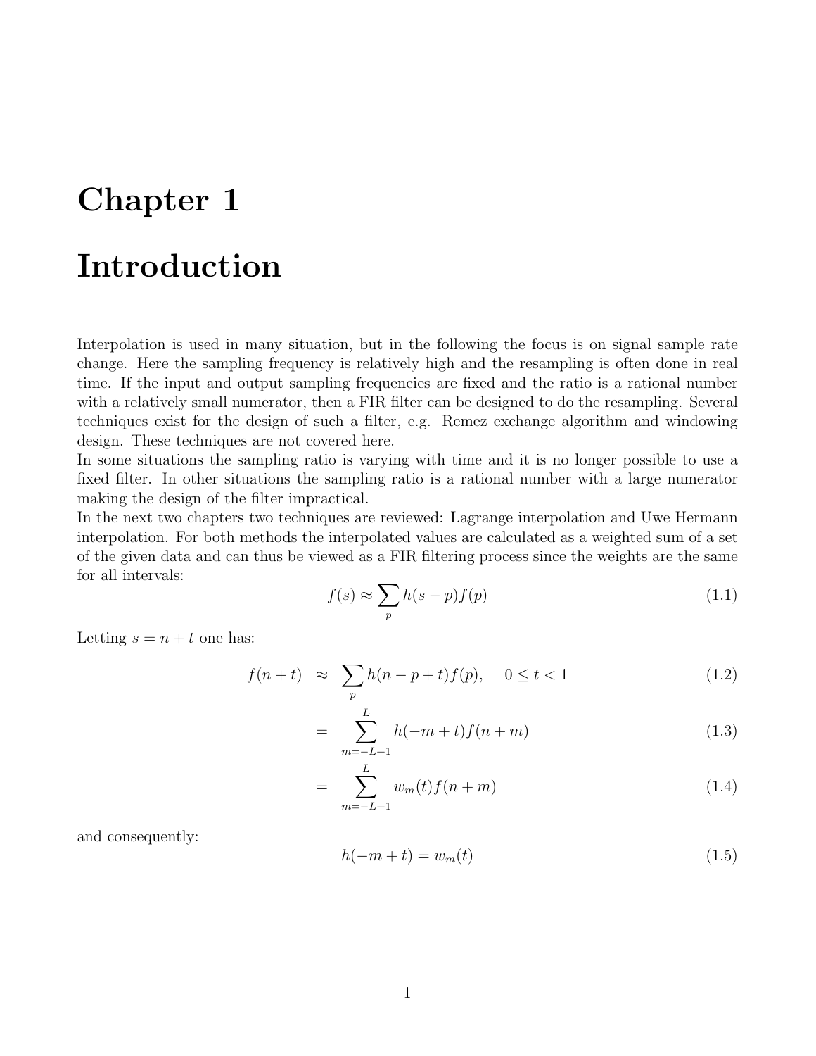# Chapter 1

# Introduction

Interpolation is used in many situation, but in the following the focus is on signal sample rate change. Here the sampling frequency is relatively high and the resampling is often done in real time. If the input and output sampling frequencies are fixed and the ratio is a rational number with a relatively small numerator, then a FIR filter can be designed to do the resampling. Several techniques exist for the design of such a filter, e.g. Remez exchange algorithm and windowing design. These techniques are not covered here.

In some situations the sampling ratio is varying with time and it is no longer possible to use a fixed filter. In other situations the sampling ratio is a rational number with a large numerator making the design of the filter impractical.

In the next two chapters two techniques are reviewed: Lagrange interpolation and Uwe Hermann interpolation. For both methods the interpolated values are calculated as a weighted sum of a set of the given data and can thus be viewed as a FIR filtering process since the weights are the same for all intervals:

$$f(s) \approx \sum_{p} h(s-p)f(p) \tag{1.1}$$

Letting $s = n + t$ one has:

$$\begin{aligned}
f(n+t) &\approx \sum_{p} h(n-p+t)f(p), \quad 0 \leq t < 1 && (1.2) \\
&= \sum_{m=-L+1}^{L} h(-m+t)f(n+m) && (1.3) \\
&= \sum_{m=-L+1}^{L} w_m(t)f(n+m) && (1.4)
\end{aligned}$$

and consequently:

$$h(-m+t) = w_m(t) \tag{1.5}$$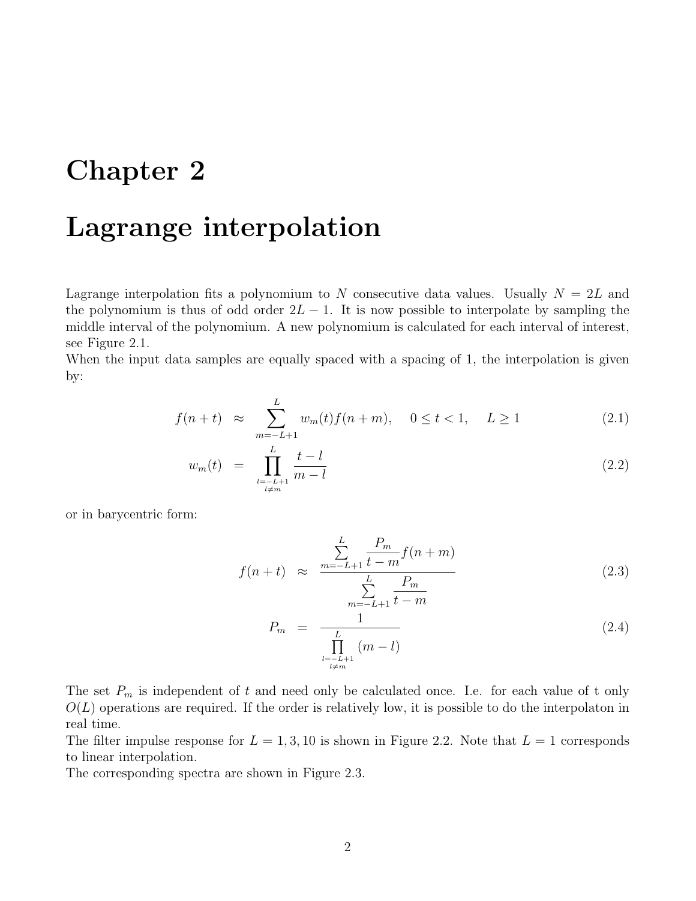# Chapter 2

# Lagrange interpolation

Lagrange interpolation fits a polynomium to $N$ consecutive data values. Usually $N = 2L$ and the polynomium is thus of odd order $2L - 1$. It is now possible to interpolate by sampling the middle interval of the polynomium. A new polynomium is calculated for each interval of interest, see Figure 2.1.

When the input data samples are equally spaced with a spacing of 1, the interpolation is given by:

$$f(n+t) \approx \sum_{m=-L+1}^{L} w_m(t) f(n+m), \quad 0 \le t < 1, \quad L \ge 1 \tag{2.1}$$

$$w_m(t) = \prod_{\substack{l=-L+1 \\ l \ne m}}^{L} \frac{t-l}{m-l} \tag{2.2}$$

or in barycentric form:

$$f(n+t) \approx \frac{\sum\limits_{m=-L+1}^{L} \dfrac{P_m}{t-m} f(n+m)}{\sum\limits_{m=-L+1}^{L} \dfrac{P_m}{t-m}} \tag{2.3}$$

$$P_m = \frac{1}{\prod\limits_{\substack{l=-L+1 \\ l \ne m}}^{L} (m-l)} \tag{2.4}$$

The set $P_m$ is independent of $t$ and need only be calculated once. I.e. for each value of t only $O(L)$ operations are required. If the order is relatively low, it is possible to do the interpolaton in real time.

The filter impulse response for $L = 1, 3, 10$ is shown in Figure 2.2. Note that $L = 1$ corresponds to linear interpolation.

The corresponding spectra are shown in Figure 2.3.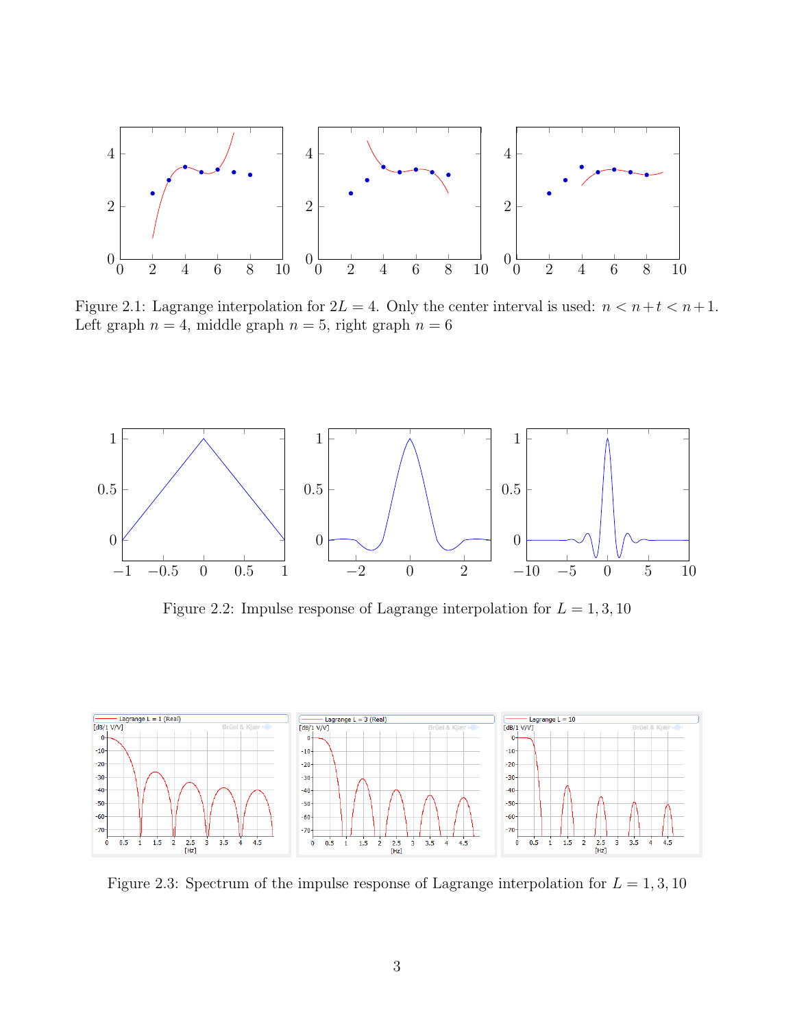Figure 2.1: Lagrange interpolation for $2L = 4$. Only the center interval is used: $n < n+t < n+1$. Left graph $n = 4$, middle graph $n = 5$, right graph $n = 6$

Figure 2.2: Impulse response of Lagrange interpolation for $L = 1, 3, 10$

Figure 2.3: Spectrum of the impulse response of Lagrange interpolation for $L = 1, 3, 10$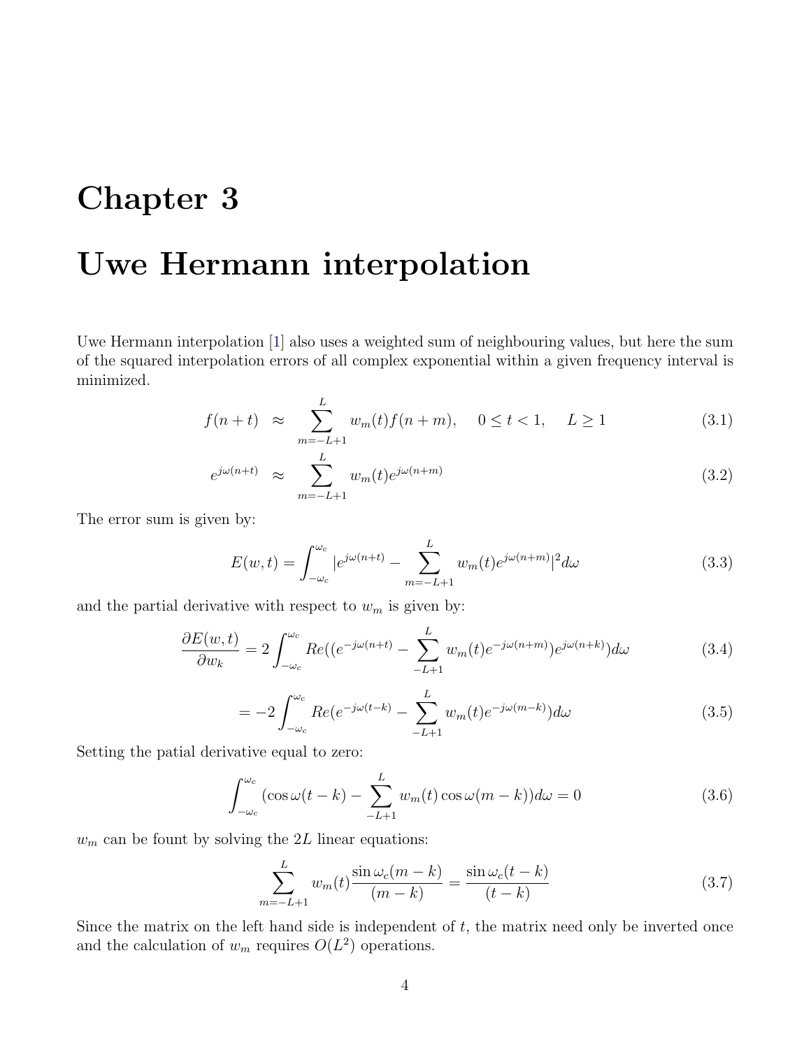# Chapter 3

# Uwe Hermann interpolation

Uwe Hermann interpolation [1] also uses a weighted sum of neighbouring values, but here the sum of the squared interpolation errors of all complex exponential within a given frequency interval is minimized.

$$f(n+t) \approx \sum_{m=-L+1}^{L} w_m(t) f(n+m), \quad 0 \le t < 1, \quad L \ge 1 \tag{3.1}$$

$$e^{j\omega(n+t)} \approx \sum_{m=-L+1}^{L} w_m(t) e^{j\omega(n+m)} \tag{3.2}$$

The error sum is given by:

$$E(w,t) = \int_{-\omega_c}^{\omega_c} |e^{j\omega(n+t)} - \sum_{m=-L+1}^{L} w_m(t) e^{j\omega(n+m)}|^2 d\omega \tag{3.3}$$

and the partial derivative with respect to $w_m$ is given by:

$$\frac{\partial E(w,t)}{\partial w_k} = 2 \int_{-\omega_c}^{\omega_c} Re((e^{-j\omega(n+t)} - \sum_{-L+1}^{L} w_m(t) e^{-j\omega(n+m)}) e^{j\omega(n+k)}) d\omega \tag{3.4}$$

$$= -2 \int_{-\omega_c}^{\omega_c} Re(e^{-j\omega(t-k)} - \sum_{-L+1}^{L} w_m(t) e^{-j\omega(m-k)}) d\omega \tag{3.5}$$

Setting the patial derivative equal to zero:

$$\int_{-\omega_c}^{\omega_c} (\cos\omega(t-k) - \sum_{-L+1}^{L} w_m(t) \cos\omega(m-k)) d\omega = 0 \tag{3.6}$$

$w_m$ can be fount by solving the $2L$ linear equations:

$$\sum_{m=-L+1}^{L} w_m(t) \frac{\sin\omega_c(m-k)}{(m-k)} = \frac{\sin\omega_c(t-k)}{(t-k)} \tag{3.7}$$

Since the matrix on the left hand side is independent of $t$, the matrix need only be inverted once and the calculation of $w_m$ requires $O(L^2)$ operations.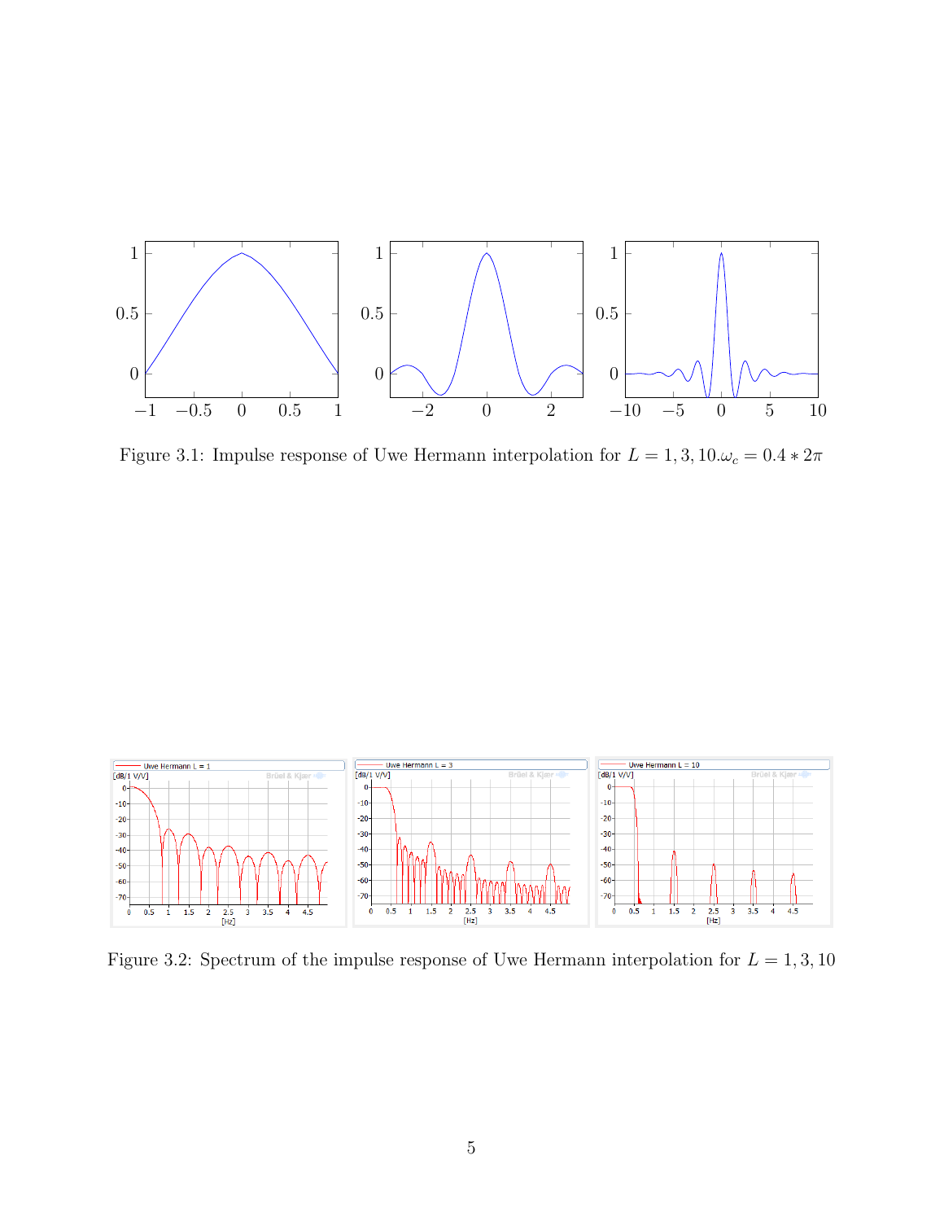Figure 3.1: Impulse response of Uwe Hermann interpolation for $L = 1, 3, 10. \omega_c = 0.4 * 2\pi$

Figure 3.2: Spectrum of the impulse response of Uwe Hermann interpolation for $L = 1, 3, 10$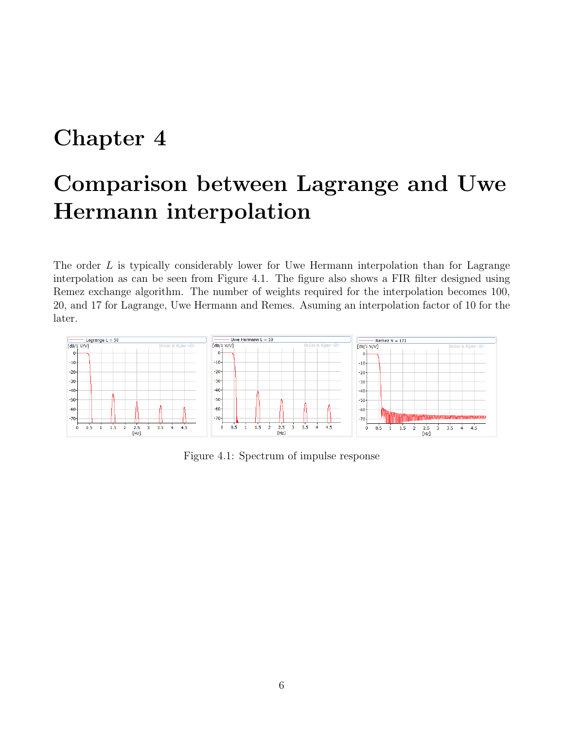# Chapter 4

# Comparison between Lagrange and Uwe Hermann interpolation

The order $L$ is typically considerably lower for Uwe Hermann interpolation than for Lagrange interpolation as can be seen from Figure 4.1. The figure also shows a FIR filter designed using Remez exchange algorithm. The number of weights required for the interpolation becomes 100, 20, and 17 for Lagrange, Uwe Hermann and Remes. Asuming an interpolation factor of 10 for the later.

Figure 4.1: Spectrum of impulse response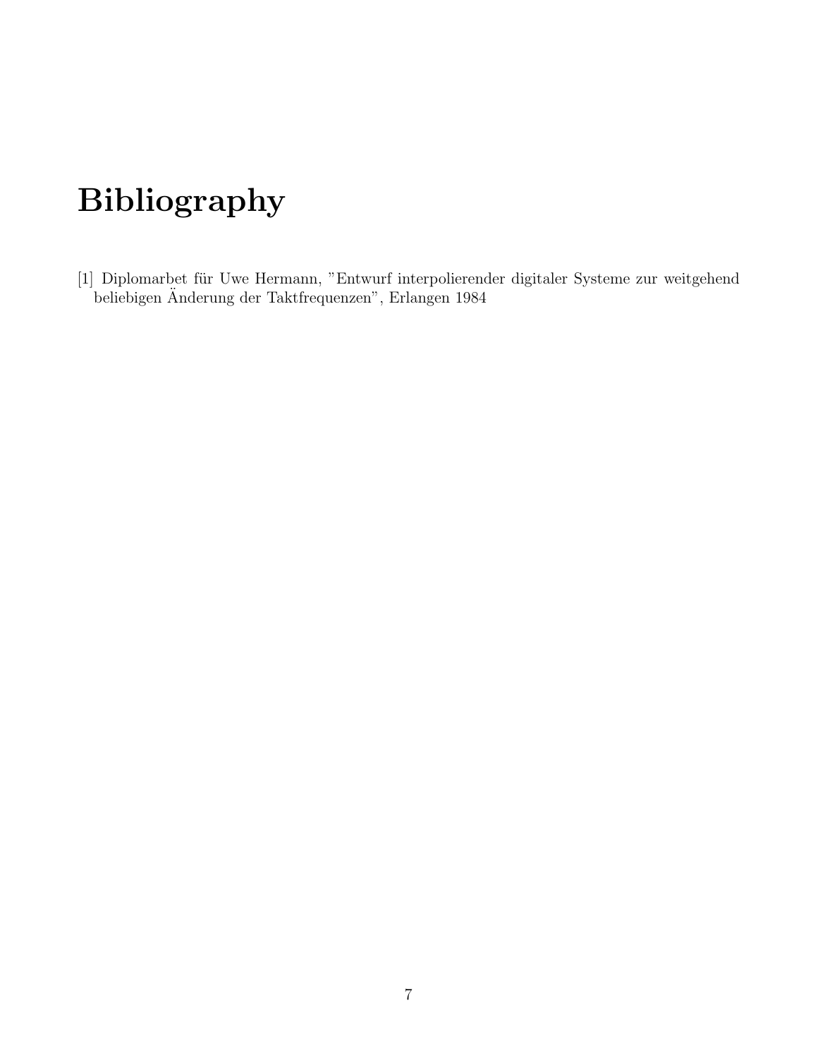# Bibliography

[1] Diplomarbet für Uwe Hermann, "Entwurf interpolierender digitaler Systeme zur weitgehend beliebigen Änderung der Taktfrequenzen", Erlangen 1984